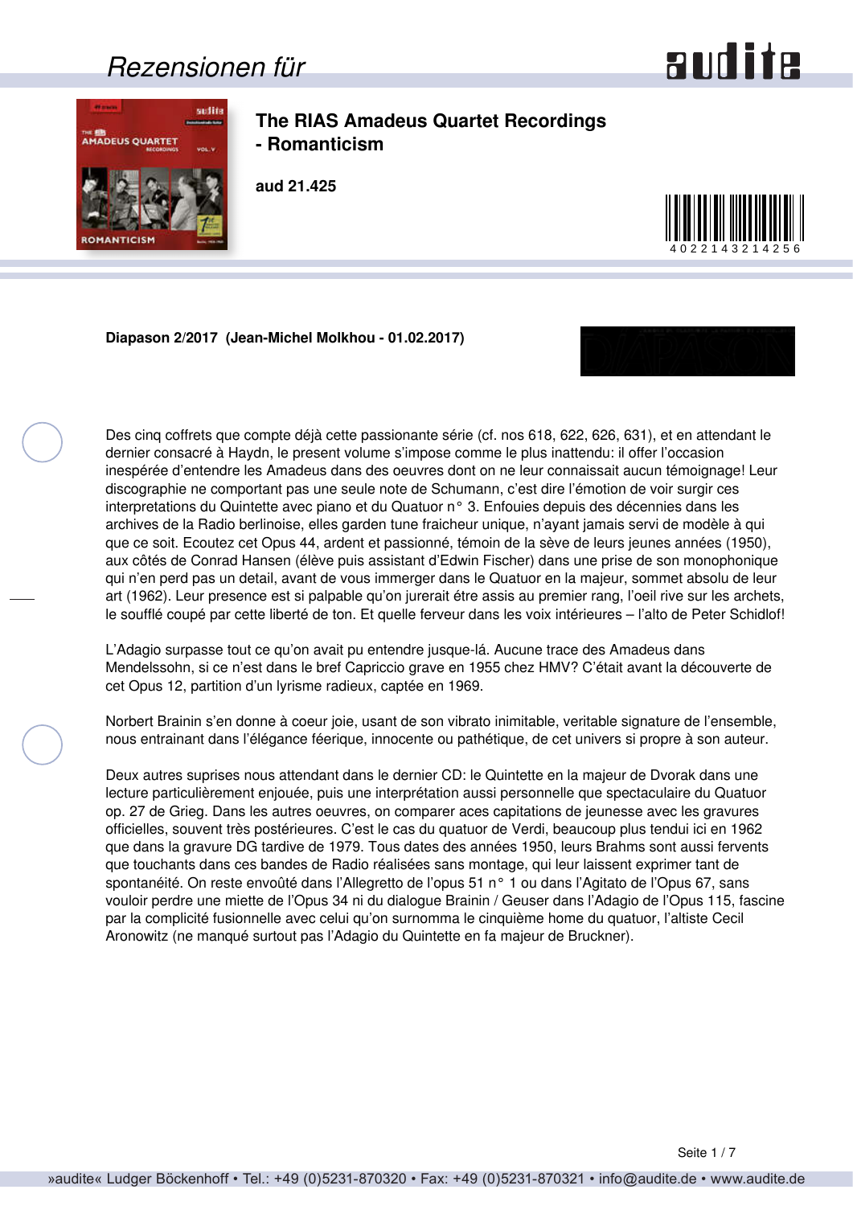# Rezensionen für

## The RIAS Amadeus Quartet Recordings - Romanticism

**aud 21.425**

4022143214256

**Diapason 2/2017 (Jean-Michel Molkhou - 01.02.2017)**

Des cinq coffrets que compte déjà cette passionante série (cf. nos 618, 622, 626, 631), et en attendant le dernier consacré à Haydn, le present volume s'impose comme le plus inattendu: il offer l'occasion inespérée d'entendre les Amadeus dans des oeuvres dont on ne leur connaissait aucun témoignage! Leur discographie ne comportant pas une seule note de Schumann, c'est dire l'émotion de voir surgir ces interpretations du Quintette avec piano et du Quatuor n° 3. Enfouies depuis des décennies dans les archives de la Radio berlinoise, elles garden tune fraicheur unique, n'ayant jamais servi de modèle à qui que ce soit. Ecoutez cet Opus 44, ardent et passionné, témoin de la sève de leurs jeunes années (1950), aux côtés de Conrad Hansen (élève puis assistant d'Edwin Fischer) dans une prise de son monophonique qui n'en perd pas un detail, avant de vous immerger dans le Quatuor en la majeur, sommet absolu de leur art (1962). Leur presence est si palpable qu'on jurerait étre assis au premier rang, l'oeil rive sur les archets, le soufflé coupé par cette liberté de ton. Et quelle ferveur dans les voix intérieures – l'alto de Peter Schidlof!

L'Adagio surpasse tout ce qu'on avait pu entendre jusque-lá. Aucune trace des Amadeus dans Mendelssohn, si ce n'est dans le bref Capriccio grave en 1955 chez HMV? C'était avant la découverte de cet Opus 12, partition d'un lyrisme radieux, captée en 1969.

Norbert Brainin s'en donne à coeur joie, usant de son vibrato inimitable, veritable signature de l'ensemble, nous entrainant dans l'élégance féerique, innocente ou pathétique, de cet univers si propre à son auteur.

Deux autres suprises nous attendant dans le dernier CD: le Quintette en la majeur de Dvorak dans une lecture particulièrement enjouée, puis une interprétation aussi personnelle que spectaculaire du Quatuor op. 27 de Grieg. Dans les autres oeuvres, on comparer aces capitations de jeunesse avec les gravures officielles, souvent très postérieures. C'est le cas du quatuor de Verdi, beaucoup plus tendui ici en 1962 que dans la gravure DG tardive de 1979. Tous dates des années 1950, leurs Brahms sont aussi fervents que touchants dans ces bandes de Radio réalisées sans montage, qui leur laissent exprimer tant de spontanéité. On reste envoûté dans l'Allegretto de l'opus 51 n° 1 ou dans l'Agitato de l'Opus 67, sans vouloir perdre une miette de l'Opus 34 ni du dialogue Brainin / Geuser dans l'Adagio de l'Opus 115, fascine par la complicité fusionnelle avec celui qu'on surnomma le cinquième home du quatuor, l'altiste Cecil Aronowitz (ne manqué surtout pas l'Adagio du Quintette en fa majeur de Bruckner).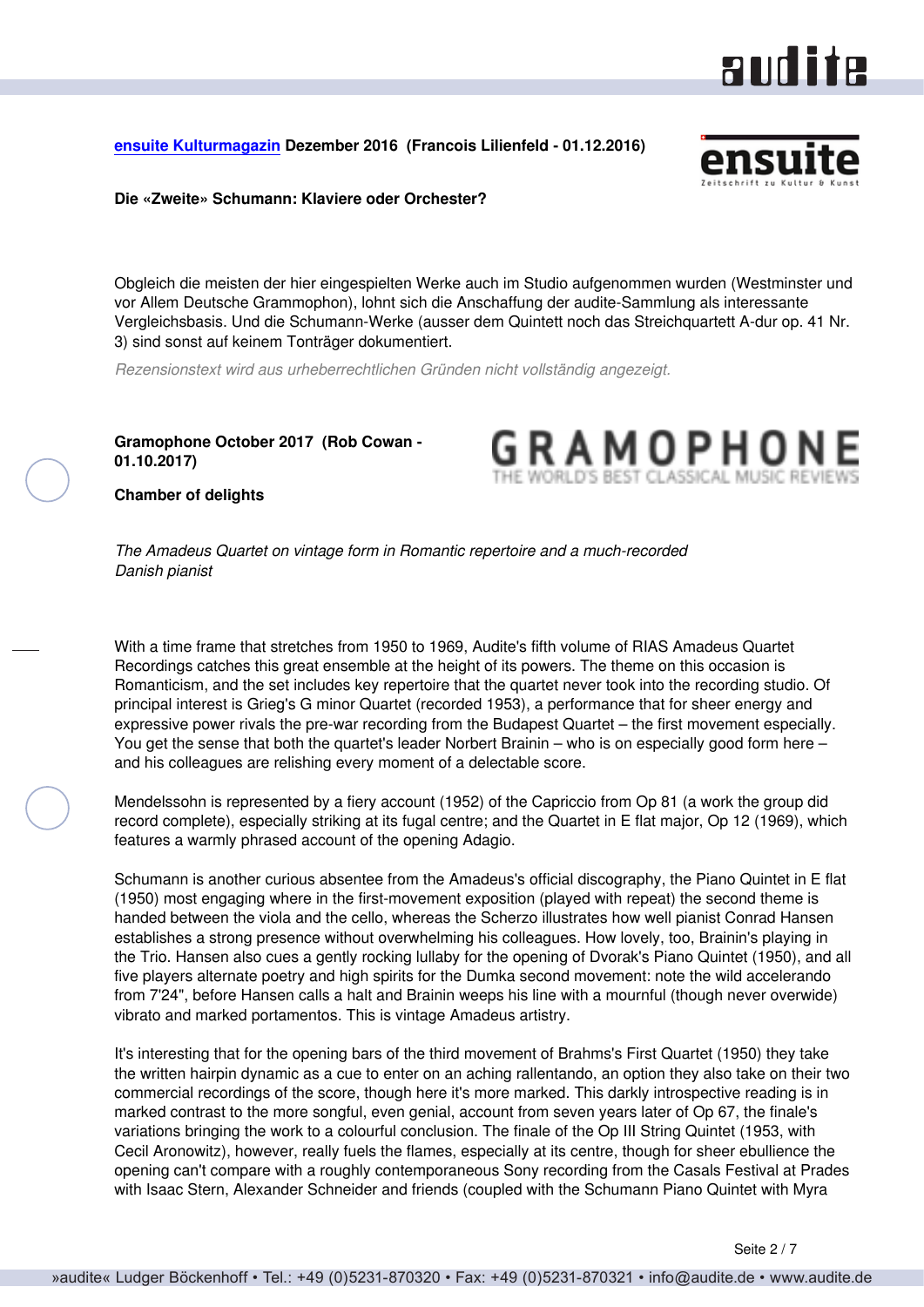**[ensuite Kulturmagazin](#) Dezember 2016 (Francois Lilienfeld - 01.12.2016)**

**Die «Zweite» Schumann: Klaviere oder Orchester?**

Obgleich die meisten der hier eingespielten Werke auch im Studio aufgenommen wurden (Westminster und vor Allem Deutsche Grammophon), lohnt sich die Anschaffung der audite-Sammlung als interessante Vergleichsbasis. Und die Schumann-Werke (ausser dem Quintett noch das Streichquartett A-dur op. 41 Nr. 3) sind sonst auf keinem Tonträger dokumentiert.

*Rezensionstext wird aus urheberrechtlichen Gründen nicht vollständig angezeigt.*

**Gramophone October 2017 (Rob Cowan - 01.10.2017)**

**Chamber of delights**

*The Amadeus Quartet on vintage form in Romantic repertoire and a much-recorded Danish pianist*

With a time frame that stretches from 1950 to 1969, Audite's fifth volume of RIAS Amadeus Quartet Recordings catches this great ensemble at the height of its powers. The theme on this occasion is Romanticism, and the set includes key repertoire that the quartet never took into the recording studio. Of principal interest is Grieg's G minor Quartet (recorded 1953), a performance that for sheer energy and expressive power rivals the pre-war recording from the Budapest Quartet – the first movement especially. You get the sense that both the quartet's leader Norbert Brainin – who is on especially good form here – and his colleagues are relishing every moment of a delectable score.

Mendelssohn is represented by a fiery account (1952) of the Capriccio from Op 81 (a work the group did record complete), especially striking at its fugal centre; and the Quartet in E flat major, Op 12 (1969), which features a warmly phrased account of the opening Adagio.

Schumann is another curious absentee from the Amadeus's official discography, the Piano Quintet in E flat (1950) most engaging where in the first-movement exposition (played with repeat) the second theme is handed between the viola and the cello, whereas the Scherzo illustrates how well pianist Conrad Hansen establishes a strong presence without overwhelming his colleagues. How lovely, too, Brainin's playing in the Trio. Hansen also cues a gently rocking lullaby for the opening of Dvorak's Piano Quintet (1950), and all five players alternate poetry and high spirits for the Dumka second movement: note the wild accelerando from 7'24", before Hansen calls a halt and Brainin weeps his line with a mournful (though never overwide) vibrato and marked portamentos. This is vintage Amadeus artistry.

It's interesting that for the opening bars of the third movement of Brahms's First Quartet (1950) they take the written hairpin dynamic as a cue to enter on an aching rallentando, an option they also take on their two commercial recordings of the score, though here it's more marked. This darkly introspective reading is in marked contrast to the more songful, even genial, account from seven years later of Op 67, the finale's variations bringing the work to a colourful conclusion. The finale of the Op III String Quintet (1953, with Cecil Aronowitz), however, really fuels the flames, especially at its centre, though for sheer ebullience the opening can't compare with a roughly contemporaneous Sony recording from the Casals Festival at Prades with Isaac Stern, Alexander Schneider and friends (coupled with the Schumann Piano Quintet with Myra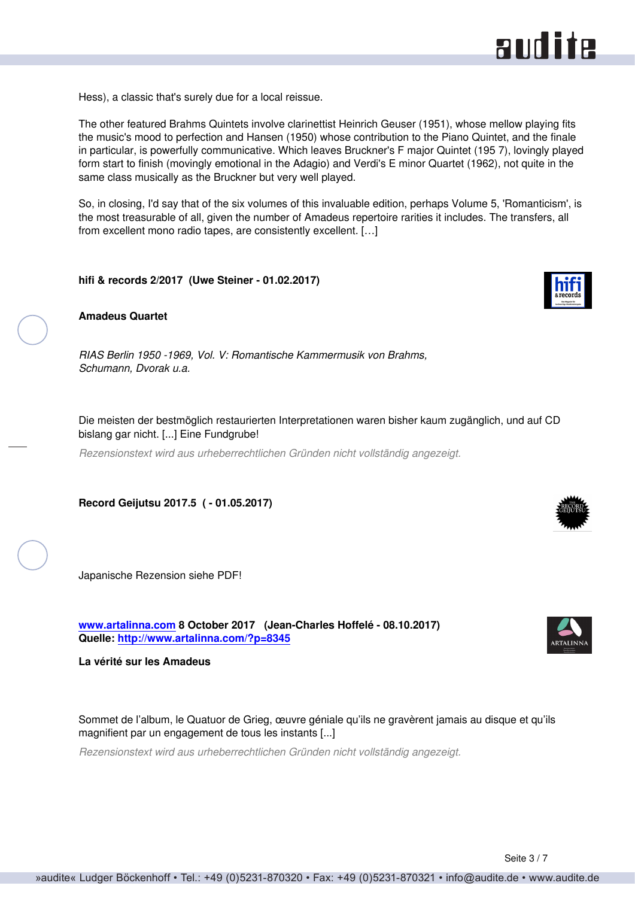Hess), a classic that's surely due for a local reissue.

The other featured Brahms Quintets involve clarinettist Heinrich Geuser (1951), whose mellow playing fits the music's mood to perfection and Hansen (1950) whose contribution to the Piano Quintet, and the finale in particular, is powerfully communicative. Which leaves Bruckner's F major Quintet (195 7), lovingly played form start to finish (movingly emotional in the Adagio) and Verdi's E minor Quartet (1962), not quite in the same class musically as the Bruckner but very well played.

So, in closing, I'd say that of the six volumes of this invaluable edition, perhaps Volume 5, 'Romanticism', is the most treasurable of all, given the number of Amadeus repertoire rarities it includes. The transfers, all from excellent mono radio tapes, are consistently excellent. […]

**hifi & records 2/2017 (Uwe Steiner - 01.02.2017)**

**Amadeus Quartet**

*RIAS Berlin 1950 -1969, Vol. V: Romantische Kammermusik von Brahms, Schumann, Dvorak u.a.*

Die meisten der bestmöglich restaurierten Interpretationen waren bisher kaum zugänglich, und auf CD bislang gar nicht. [...] Eine Fundgrube!

*Rezensionstext wird aus urheberrechtlichen Gründen nicht vollständig angezeigt.*

**Record Geijutsu 2017.5 ( - 01.05.2017)**

Japanische Rezension siehe PDF!

**[www.artalinna.com](http://www.artalinna.com) 8 October 2017 (Jean-Charles Hoffelé - 08.10.2017)**
**Quelle: [http://www.artalinna.com/?p=8345](http://www.artalinna.com/?p=8345)**

**La vérité sur les Amadeus**

Sommet de l'album, le Quatuor de Grieg, œuvre géniale qu'ils ne gravèrent jamais au disque et qu'ils magnifient par un engagement de tous les instants [...]

*Rezensionstext wird aus urheberrechtlichen Gründen nicht vollständig angezeigt.*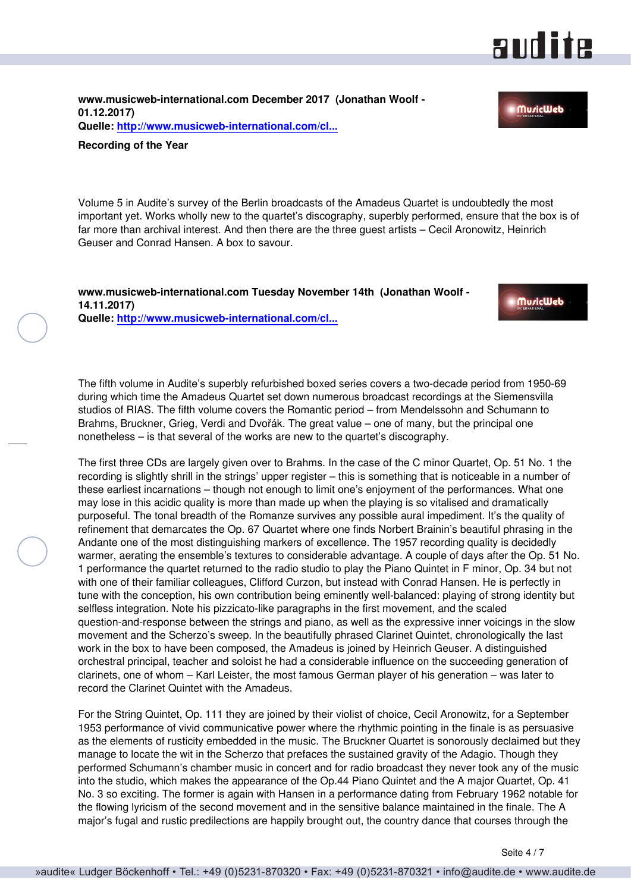**www.musicweb-international.com December 2017 (Jonathan Woolf - 01.12.2017)**
**Quelle: http://www.musicweb-international.com/cl...**

**Recording of the Year**

Volume 5 in Audite's survey of the Berlin broadcasts of the Amadeus Quartet is undoubtedly the most important yet. Works wholly new to the quartet's discography, superbly performed, ensure that the box is of far more than archival interest. And then there are the three guest artists – Cecil Aronowitz, Heinrich Geuser and Conrad Hansen. A box to savour.

**www.musicweb-international.com Tuesday November 14th (Jonathan Woolf - 14.11.2017)**
**Quelle: http://www.musicweb-international.com/cl...**

The fifth volume in Audite's superbly refurbished boxed series covers a two-decade period from 1950-69 during which time the Amadeus Quartet set down numerous broadcast recordings at the Siemensvilla studios of RIAS. The fifth volume covers the Romantic period – from Mendelssohn and Schumann to Brahms, Bruckner, Grieg, Verdi and Dvořák. The great value – one of many, but the principal one nonetheless – is that several of the works are new to the quartet's discography.

The first three CDs are largely given over to Brahms. In the case of the C minor Quartet, Op. 51 No. 1 the recording is slightly shrill in the strings' upper register – this is something that is noticeable in a number of these earliest incarnations – though not enough to limit one's enjoyment of the performances. What one may lose in this acidic quality is more than made up when the playing is so vitalised and dramatically purposeful. The tonal breadth of the Romanze survives any possible aural impediment. It's the quality of refinement that demarcates the Op. 67 Quartet where one finds Norbert Brainin's beautiful phrasing in the Andante one of the most distinguishing markers of excellence. The 1957 recording quality is decidedly warmer, aerating the ensemble's textures to considerable advantage. A couple of days after the Op. 51 No. 1 performance the quartet returned to the radio studio to play the Piano Quintet in F minor, Op. 34 but not with one of their familiar colleagues, Clifford Curzon, but instead with Conrad Hansen. He is perfectly in tune with the conception, his own contribution being eminently well-balanced: playing of strong identity but selfless integration. Note his pizzicato-like paragraphs in the first movement, and the scaled question-and-response between the strings and piano, as well as the expressive inner voicings in the slow movement and the Scherzo's sweep. In the beautifully phrased Clarinet Quintet, chronologically the last work in the box to have been composed, the Amadeus is joined by Heinrich Geuser. A distinguished orchestral principal, teacher and soloist he had a considerable influence on the succeeding generation of clarinets, one of whom – Karl Leister, the most famous German player of his generation – was later to record the Clarinet Quintet with the Amadeus.

For the String Quintet, Op. 111 they are joined by their violist of choice, Cecil Aronowitz, for a September 1953 performance of vivid communicative power where the rhythmic pointing in the finale is as persuasive as the elements of rusticity embedded in the music. The Bruckner Quartet is sonorously declaimed but they manage to locate the wit in the Scherzo that prefaces the sustained gravity of the Adagio. Though they performed Schumann's chamber music in concert and for radio broadcast they never took any of the music into the studio, which makes the appearance of the Op.44 Piano Quintet and the A major Quartet, Op. 41 No. 3 so exciting. The former is again with Hansen in a performance dating from February 1962 notable for the flowing lyricism of the second movement and in the sensitive balance maintained in the finale. The A major's fugal and rustic predilections are happily brought out, the country dance that courses through the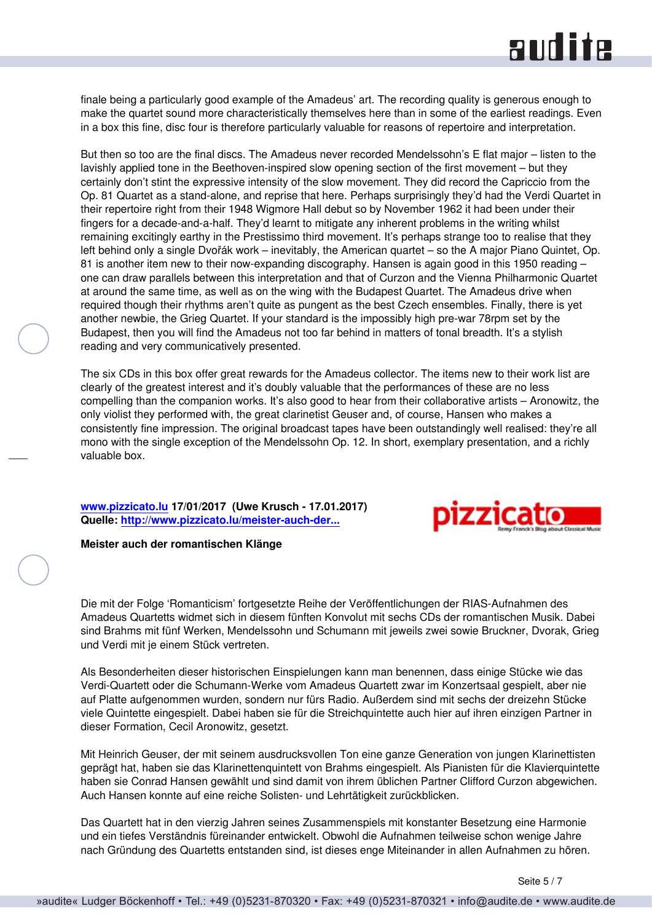finale being a particularly good example of the Amadeus' art. The recording quality is generous enough to make the quartet sound more characteristically themselves here than in some of the earliest readings. Even in a box this fine, disc four is therefore particularly valuable for reasons of repertoire and interpretation.

But then so too are the final discs. The Amadeus never recorded Mendelssohn's E flat major – listen to the lavishly applied tone in the Beethoven-inspired slow opening section of the first movement – but they certainly don't stint the expressive intensity of the slow movement. They did record the Capriccio from the Op. 81 Quartet as a stand-alone, and reprise that here. Perhaps surprisingly they'd had the Verdi Quartet in their repertoire right from their 1948 Wigmore Hall debut so by November 1962 it had been under their fingers for a decade-and-a-half. They'd learnt to mitigate any inherent problems in the writing whilst remaining excitingly earthy in the Prestissimo third movement. It's perhaps strange too to realise that they left behind only a single Dvořák work – inevitably, the American quartet – so the A major Piano Quintet, Op. 81 is another item new to their now-expanding discography. Hansen is again good in this 1950 reading – one can draw parallels between this interpretation and that of Curzon and the Vienna Philharmonic Quartet at around the same time, as well as on the wing with the Budapest Quartet. The Amadeus drive when required though their rhythms aren't quite as pungent as the best Czech ensembles. Finally, there is yet another newbie, the Grieg Quartet. If your standard is the impossibly high pre-war 78rpm set by the Budapest, then you will find the Amadeus not too far behind in matters of tonal breadth. It's a stylish reading and very communicatively presented.

The six CDs in this box offer great rewards for the Amadeus collector. The items new to their work list are clearly of the greatest interest and it's doubly valuable that the performances of these are no less compelling than the companion works. It's also good to hear from their collaborative artists – Aronowitz, the only violist they performed with, the great clarinetist Geuser and, of course, Hansen who makes a consistently fine impression. The original broadcast tapes have been outstandingly well realised: they're all mono with the single exception of the Mendelssohn Op. 12. In short, exemplary presentation, and a richly valuable box.

**www.pizzicato.lu 17/01/2017 (Uwe Krusch - 17.01.2017)**
**Quelle: http://www.pizzicato.lu/meister-auch-der...**

**Meister auch der romantischen Klänge**

Die mit der Folge 'Romanticism' fortgesetzte Reihe der Veröffentlichungen der RIAS-Aufnahmen des Amadeus Quartetts widmet sich in diesem fünften Konvolut mit sechs CDs der romantischen Musik. Dabei sind Brahms mit fünf Werken, Mendelssohn und Schumann mit jeweils zwei sowie Bruckner, Dvorak, Grieg und Verdi mit je einem Stück vertreten.

Als Besonderheiten dieser historischen Einspielungen kann man benennen, dass einige Stücke wie das Verdi-Quartett oder die Schumann-Werke vom Amadeus Quartett zwar im Konzertsaal gespielt, aber nie auf Platte aufgenommen wurden, sondern nur fürs Radio. Außerdem sind mit sechs der dreizehn Stücke viele Quintette eingespielt. Dabei haben sie für die Streichquintette auch hier auf ihren einzigen Partner in dieser Formation, Cecil Aronowitz, gesetzt.

Mit Heinrich Geuser, der mit seinem ausdrucksvollen Ton eine ganze Generation von jungen Klarinettisten geprägt hat, haben sie das Klarinettenquintett von Brahms eingespielt. Als Pianisten für die Klavierquintette haben sie Conrad Hansen gewählt und sind damit von ihrem üblichen Partner Clifford Curzon abgewichen. Auch Hansen konnte auf eine reiche Solisten- und Lehrtätigkeit zurückblicken.

Das Quartett hat in den vierzig Jahren seines Zusammenspiels mit konstanter Besetzung eine Harmonie und ein tiefes Verständnis füreinander entwickelt. Obwohl die Aufnahmen teilweise schon wenige Jahre nach Gründung des Quartetts entstanden sind, ist dieses enge Miteinander in allen Aufnahmen zu hören.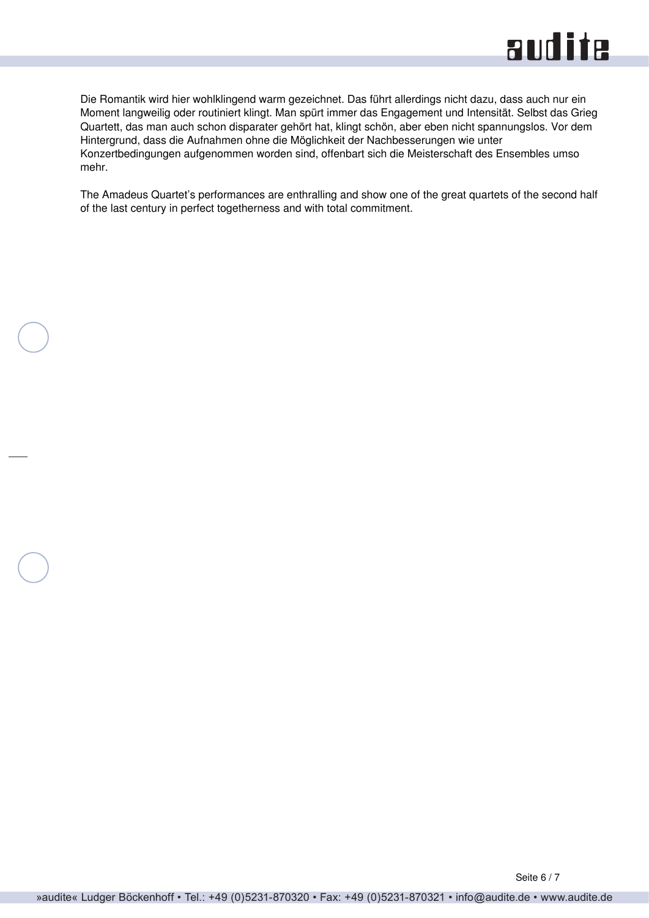Die Romantik wird hier wohlklingend warm gezeichnet. Das führt allerdings nicht dazu, dass auch nur ein Moment langweilig oder routiniert klingt. Man spürt immer das Engagement und Intensität. Selbst das Grieg Quartett, das man auch schon disparater gehört hat, klingt schön, aber eben nicht spannungslos. Vor dem Hintergrund, dass die Aufnahmen ohne die Möglichkeit der Nachbesserungen wie unter Konzertbedingungen aufgenommen worden sind, offenbart sich die Meisterschaft des Ensembles umso mehr.

The Amadeus Quartet's performances are enthralling and show one of the great quartets of the second half of the last century in perfect togetherness and with total commitment.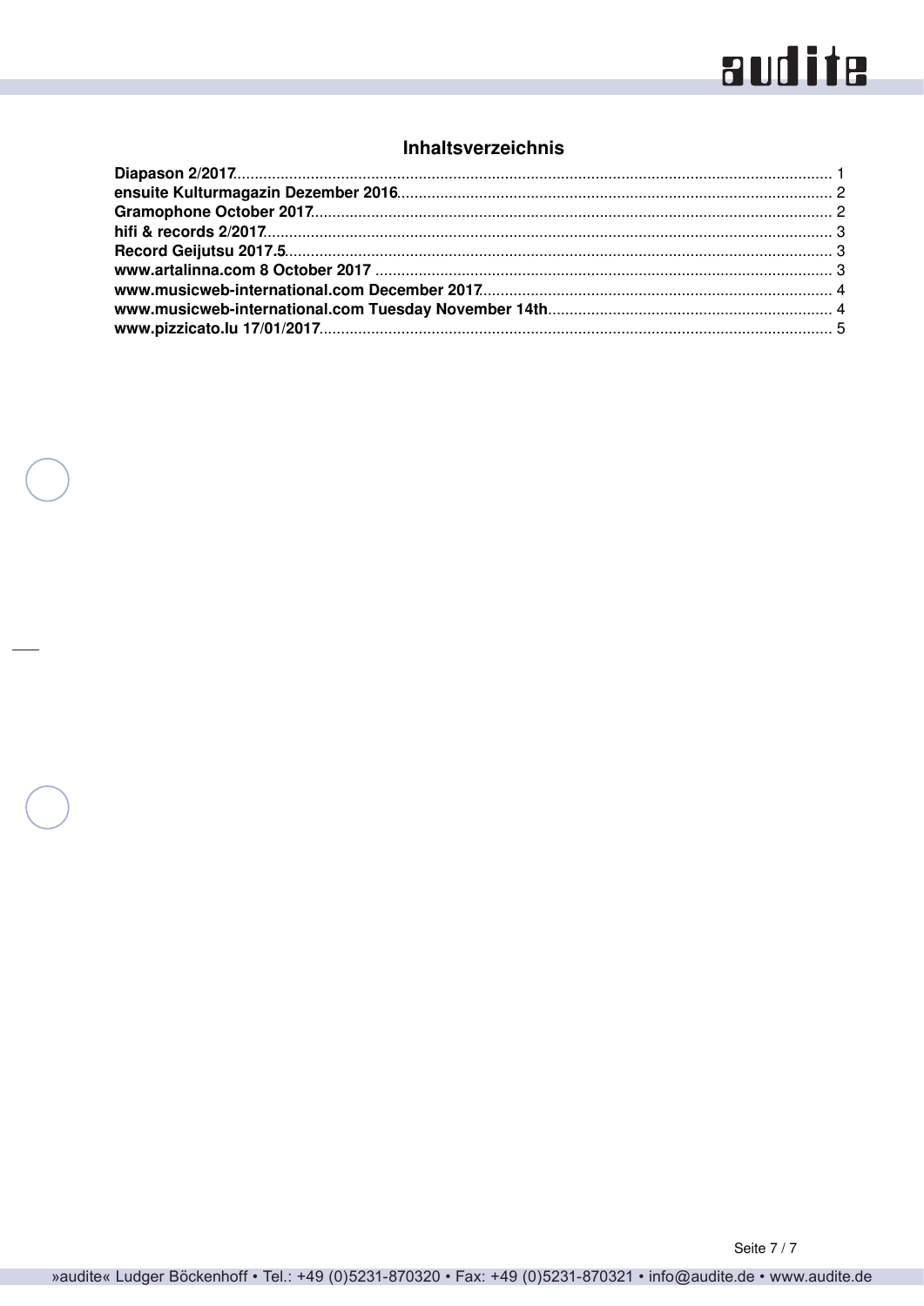## Inhaltsverzeichnis

**Diapason 2/2017**........ 1
**ensuite Kulturmagazin Dezember 2016**........ 2
**Gramophone October 2017**........ 2
**hifi & records 2/2017**........ 3
**Record Geijutsu 2017.5**........ 3
**www.artalinna.com 8 October 2017** ........ 3
**www.musicweb-international.com December 2017**........ 4
**www.musicweb-international.com Tuesday November 14th**........ 4
**www.pizzicato.lu 17/01/2017**........ 5